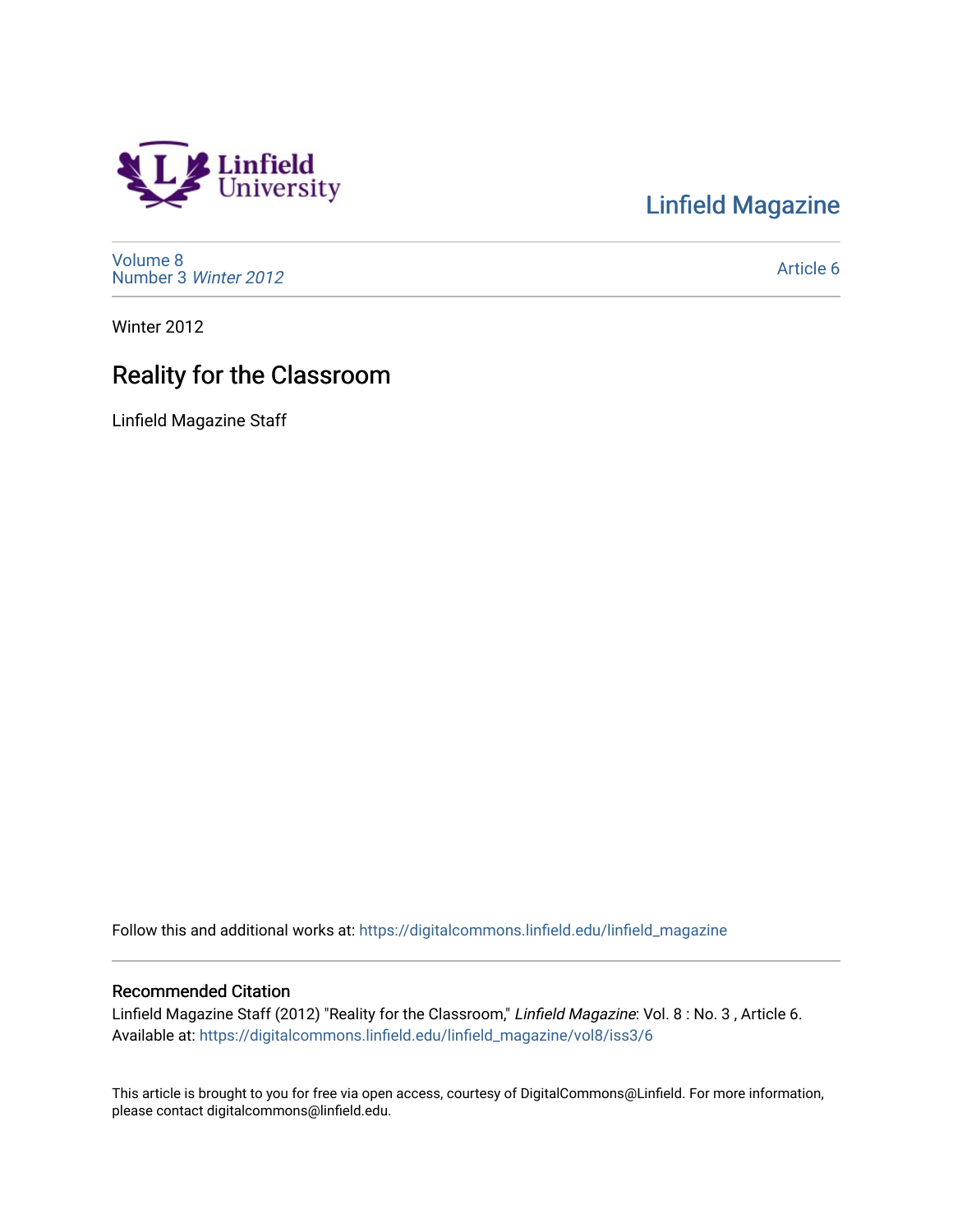Linfield Magazine

Volume 8
Number 3 *Winter 2012*

Article 6

Winter 2012

# Reality for the Classroom

Linfield Magazine Staff

Follow this and additional works at: https://digitalcommons.linfield.edu/linfield_magazine

## Recommended Citation

Linfield Magazine Staff (2012) "Reality for the Classroom," *Linfield Magazine*: Vol. 8 : No. 3 , Article 6.
Available at: https://digitalcommons.linfield.edu/linfield_magazine/vol8/iss3/6

This article is brought to you for free via open access, courtesy of DigitalCommons@Linfield. For more information, please contact digitalcommons@linfield.edu.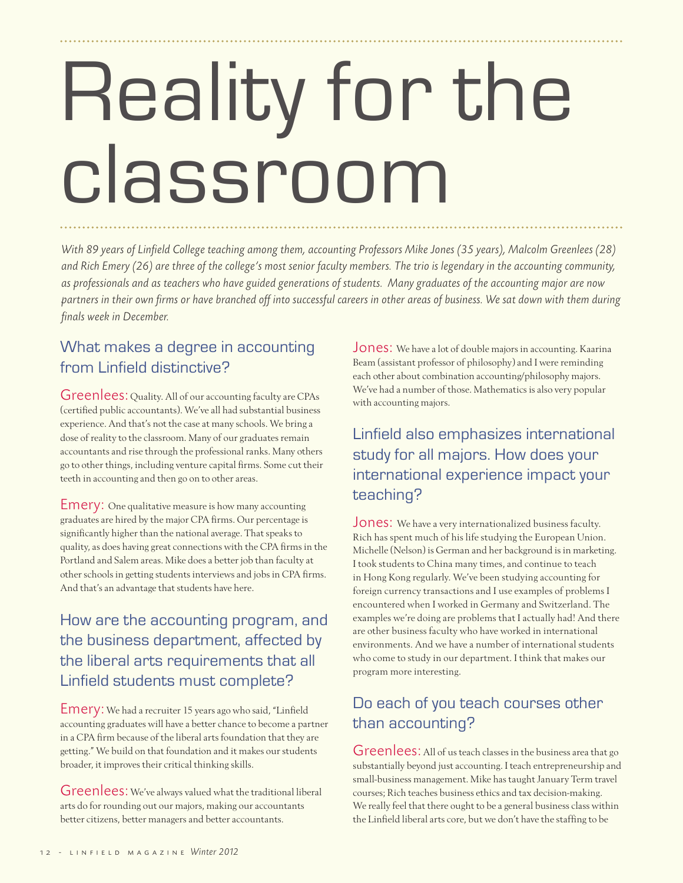# Reality for the classroom

*With 89 years of Linfield College teaching among them, accounting Professors Mike Jones (35 years), Malcolm Greenlees (28) and Rich Emery (26) are three of the college's most senior faculty members. The trio is legendary in the accounting community, as professionals and as teachers who have guided generations of students. Many graduates of the accounting major are now partners in their own firms or have branched off into successful careers in other areas of business. We sat down with them during finals week in December.*

## What makes a degree in accounting from Linfield distinctive?

Greenlees: Quality. All of our accounting faculty are CPAs (certified public accountants). We've all had substantial business experience. And that's not the case at many schools. We bring a dose of reality to the classroom. Many of our graduates remain accountants and rise through the professional ranks. Many others go to other things, including venture capital firms. Some cut their teeth in accounting and then go on to other areas.

Emery: One qualitative measure is how many accounting graduates are hired by the major CPA firms. Our percentage is significantly higher than the national average. That speaks to quality, as does having great connections with the CPA firms in the Portland and Salem areas. Mike does a better job than faculty at other schools in getting students interviews and jobs in CPA firms. And that's an advantage that students have here.

## How are the accounting program, and the business department, affected by the liberal arts requirements that all Linfield students must complete?

Emery: We had a recruiter 15 years ago who said, "Linfield accounting graduates will have a better chance to become a partner in a CPA firm because of the liberal arts foundation that they are getting." We build on that foundation and it makes our students broader, it improves their critical thinking skills.

Greenlees: We've always valued what the traditional liberal arts do for rounding out our majors, making our accountants better citizens, better managers and better accountants.

Jones: We have a lot of double majors in accounting. Kaarina Beam (assistant professor of philosophy) and I were reminding each other about combination accounting/philosophy majors. We've had a number of those. Mathematics is also very popular with accounting majors.

## Linfield also emphasizes international study for all majors. How does your international experience impact your teaching?

Jones: We have a very internationalized business faculty. Rich has spent much of his life studying the European Union. Michelle (Nelson) is German and her background is in marketing. I took students to China many times, and continue to teach in Hong Kong regularly. We've been studying accounting for foreign currency transactions and I use examples of problems I encountered when I worked in Germany and Switzerland. The examples we're doing are problems that I actually had! And there are other business faculty who have worked in international environments. And we have a number of international students who come to study in our department. I think that makes our program more interesting.

## Do each of you teach courses other than accounting?

Greenlees: All of us teach classes in the business area that go substantially beyond just accounting. I teach entrepreneurship and small-business management. Mike has taught January Term travel courses; Rich teaches business ethics and tax decision-making. We really feel that there ought to be a general business class within the Linfield liberal arts core, but we don't have the staffing to be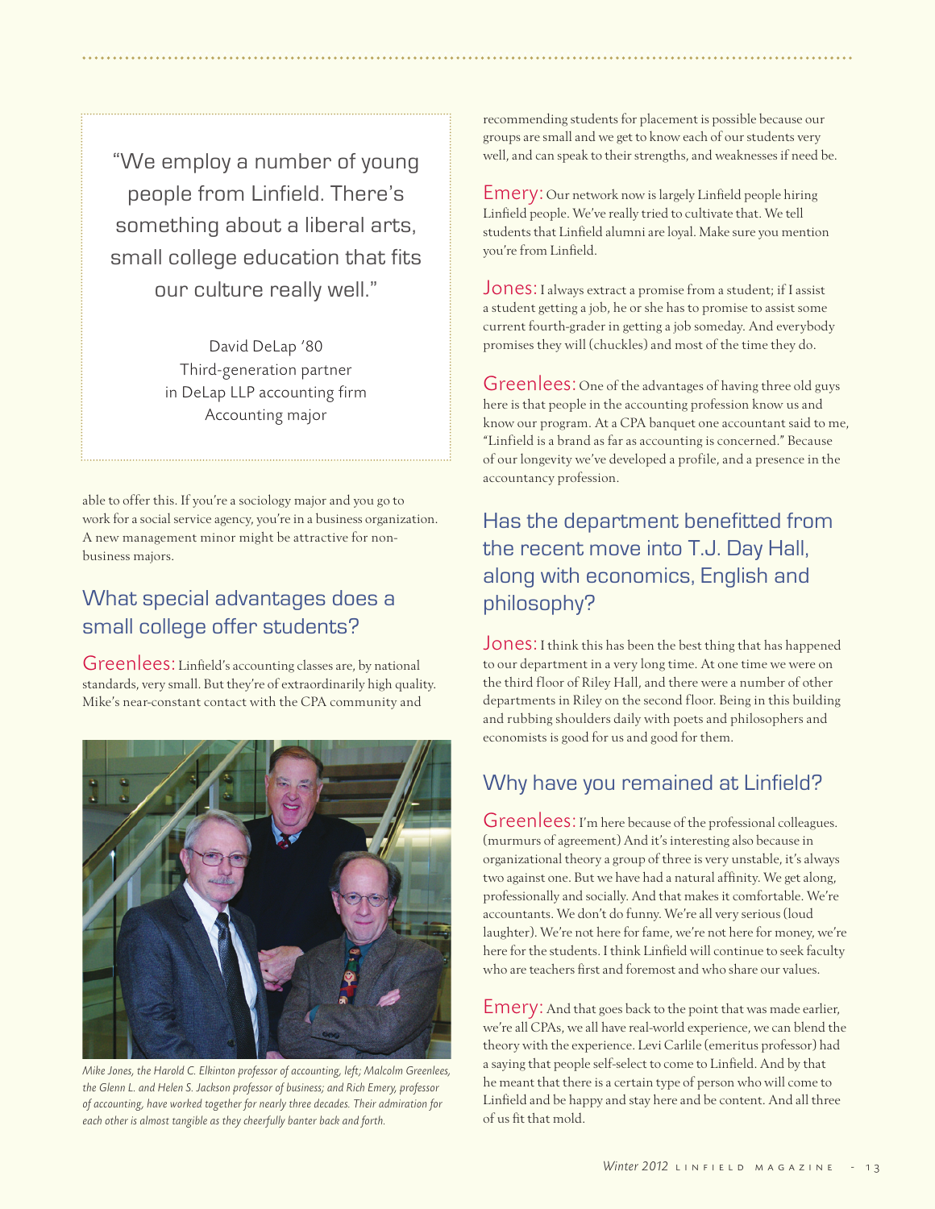> "We employ a number of young people from Linfield. There's something about a liberal arts, small college education that fits our culture really well."
>
> David DeLap '80
> Third-generation partner
> in DeLap LLP accounting firm
> Accounting major

able to offer this. If you're a sociology major and you go to work for a social service agency, you're in a business organization. A new management minor might be attractive for non-business majors.

## What special advantages does a small college offer students?

**Greenlees:** Linfield's accounting classes are, by national standards, very small. But they're of extraordinarily high quality. Mike's near-constant contact with the CPA community and recommending students for placement is possible because our groups are small and we get to know each of our students very well, and can speak to their strengths, and weaknesses if need be.

*Mike Jones, the Harold C. Elkinton professor of accounting, left; Malcolm Greenlees, the Glenn L. and Helen S. Jackson professor of business; and Rich Emery, professor of accounting, have worked together for nearly three decades. Their admiration for each other is almost tangible as they cheerfully banter back and forth.*

**Emery:** Our network now is largely Linfield people hiring Linfield people. We've really tried to cultivate that. We tell students that Linfield alumni are loyal. Make sure you mention you're from Linfield.

**Jones:** I always extract a promise from a student; if I assist a student getting a job, he or she has to promise to assist some current fourth-grader in getting a job someday. And everybody promises they will (chuckles) and most of the time they do.

**Greenlees:** One of the advantages of having three old guys here is that people in the accounting profession know us and know our program. At a CPA banquet one accountant said to me, "Linfield is a brand as far as accounting is concerned." Because of our longevity we've developed a profile, and a presence in the accountancy profession.

## Has the department benefitted from the recent move into T.J. Day Hall, along with economics, English and philosophy?

**Jones:** I think this has been the best thing that has happened to our department in a very long time. At one time we were on the third floor of Riley Hall, and there were a number of other departments in Riley on the second floor. Being in this building and rubbing shoulders daily with poets and philosophers and economists is good for us and good for them.

## Why have you remained at Linfield?

**Greenlees:** I'm here because of the professional colleagues. (murmurs of agreement) And it's interesting also because in organizational theory a group of three is very unstable, it's always two against one. But we have had a natural affinity. We get along, professionally and socially. And that makes it comfortable. We're accountants. We don't do funny. We're all very serious (loud laughter). We're not here for fame, we're not here for money, we're here for the students. I think Linfield will continue to seek faculty who are teachers first and foremost and who share our values.

**Emery:** And that goes back to the point that was made earlier, we're all CPAs, we all have real-world experience, we can blend the theory with the experience. Levi Carlile (emeritus professor) had a saying that people self-select to come to Linfield. And by that he meant that there is a certain type of person who will come to Linfield and be happy and stay here and be content. And all three of us fit that mold.